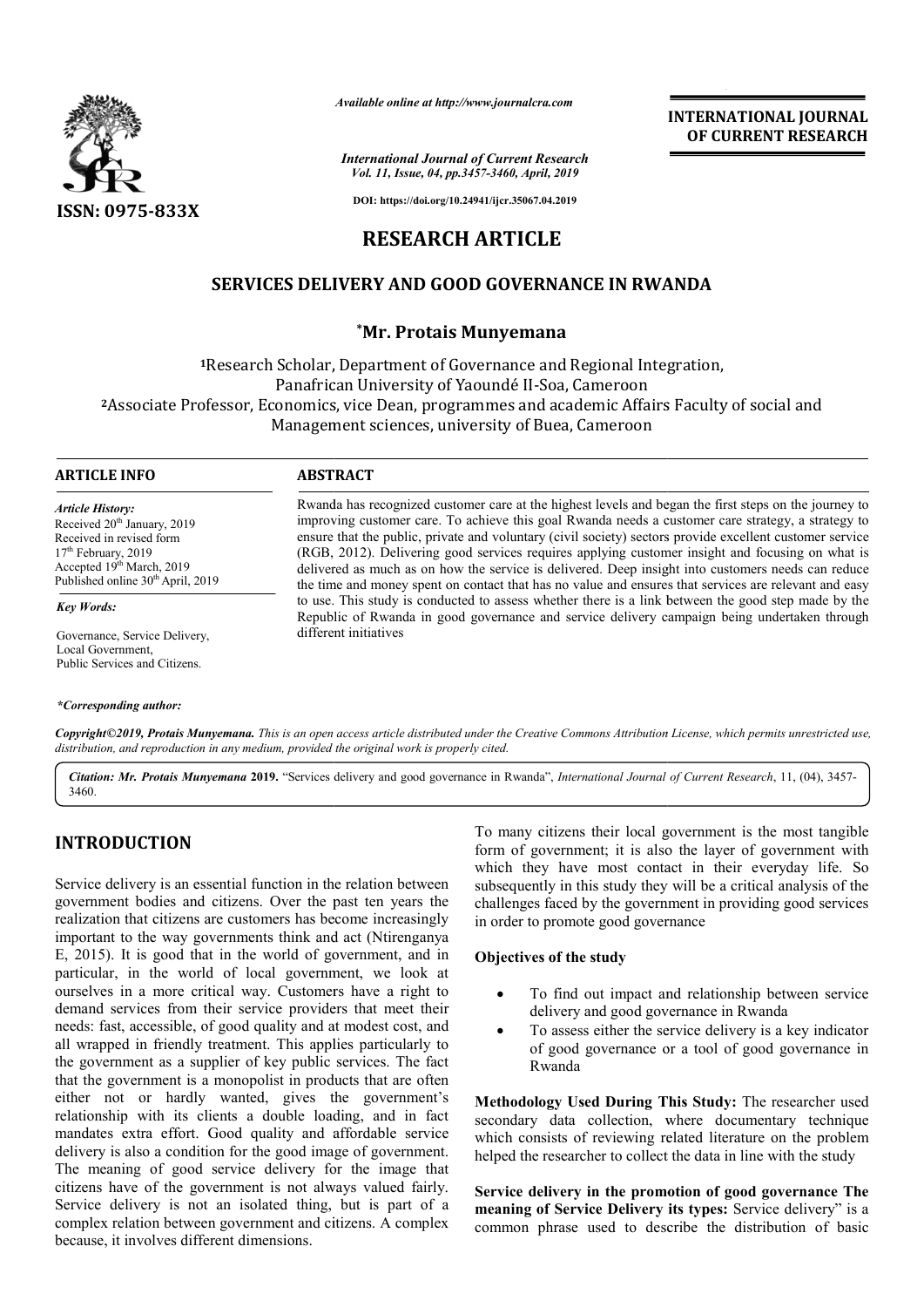*Available online at http://www.journalcra.com*

*International Journal of Current Research*
*Vol. 11, Issue, 04, pp.3457-3460, April, 2019*

**DOI: https://doi.org/10.24941/ijcr.35067.04.2019**

**ISSN: 0975-833X**

**INTERNATIONAL JOURNAL OF CURRENT RESEARCH**

# RESEARCH ARTICLE

## SERVICES DELIVERY AND GOOD GOVERNANCE IN RWANDA

**\*Mr. Protais Munyemana**

[1]Research Scholar, Department of Governance and Regional Integration, Panafrican University of Yaoundé II-Soa, Cameroon

[2]Associate Professor, Economics, vice Dean, programmes and academic Affairs Faculty of social and Management sciences, university of Buea, Cameroon

**ARTICLE INFO**

*Article History:*
Received 20th January, 2019
Received in revised form
17th February, 2019
Accepted 19th March, 2019
Published online 30th April, 2019

*Key Words:*
Governance, Service Delivery, Local Government, Public Services and Citizens.

*\*Corresponding author:*

**ABSTRACT**

Rwanda has recognized customer care at the highest levels and began the first steps on the journey to improving customer care. To achieve this goal Rwanda needs a customer care strategy, a strategy to ensure that the public, private and voluntary (civil society) sectors provide excellent customer service (RGB, 2012). Delivering good services requires applying customer insight and focusing on what is delivered as much as on how the service is delivered. Deep insight into customers needs can reduce the time and money spent on contact that has no value and ensures that services are relevant and easy to use. This study is conducted to assess whether there is a link between the good step made by the Republic of Rwanda in good governance and service delivery campaign being undertaken through different initiatives

*Copyright©2019, Protais Munyemana. This is an open access article distributed under the Creative Commons Attribution License, which permits unrestricted use, distribution, and reproduction in any medium, provided the original work is properly cited.*

***Citation:** Mr. Protais Munyemana* **2019.** "Services delivery and good governance in Rwanda", *International Journal of Current Research*, 11, (04), 3457-3460.

# INTRODUCTION

Service delivery is an essential function in the relation between government bodies and citizens. Over the past ten years the realization that citizens are customers has become increasingly important to the way governments think and act (Ntirenganya E, 2015). It is good that in the world of government, and in particular, in the world of local government, we look at ourselves in a more critical way. Customers have a right to demand services from their service providers that meet their needs: fast, accessible, of good quality and at modest cost, and all wrapped in friendly treatment. This applies particularly to the government as a supplier of key public services. The fact that the government is a monopolist in products that are often either not or hardly wanted, gives the government's relationship with its clients a double loading, and in fact mandates extra effort. Good quality and affordable service delivery is also a condition for the good image of government. The meaning of good service delivery for the image that citizens have of the government is not always valued fairly. Service delivery is not an isolated thing, but is part of a complex relation between government and citizens. A complex because, it involves different dimensions.

To many citizens their local government is the most tangible form of government; it is also the layer of government with which they have most contact in their everyday life. So subsequently in this study they will be a critical analysis of the challenges faced by the government in providing good services in order to promote good governance

**Objectives of the study**

- To find out impact and relationship between service delivery and good governance in Rwanda
- To assess either the service delivery is a key indicator of good governance or a tool of good governance in Rwanda

**Methodology Used During This Study:** The researcher used secondary data collection, where documentary technique which consists of reviewing related literature on the problem helped the researcher to collect the data in line with the study

**Service delivery in the promotion of good governance The meaning of Service Delivery its types:** Service delivery" is a common phrase used to describe the distribution of basic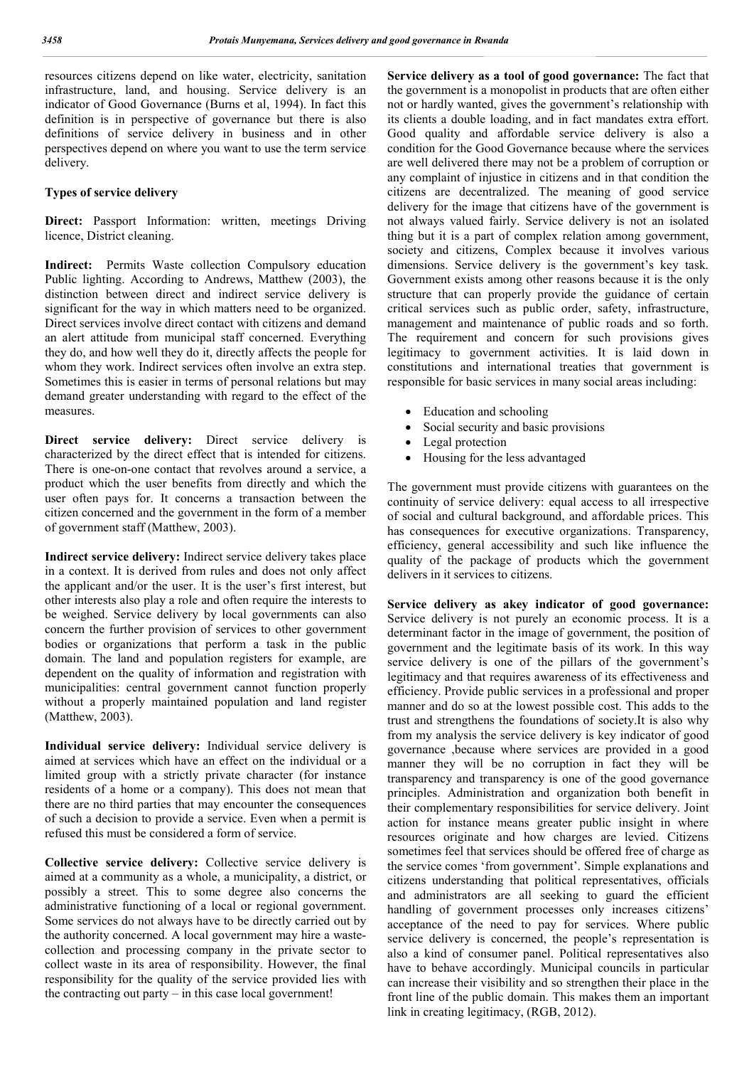resources citizens depend on like water, electricity, sanitation infrastructure, land, and housing. Service delivery is an indicator of Good Governance (Burns et al, 1994). In fact this definition is in perspective of governance but there is also definitions of service delivery in business and in other perspectives depend on where you want to use the term service delivery.

**Types of service delivery**

**Direct:** Passport Information: written, meetings Driving licence, District cleaning.

**Indirect:** Permits Waste collection Compulsory education Public lighting. According to Andrews, Matthew (2003), the distinction between direct and indirect service delivery is significant for the way in which matters need to be organized. Direct services involve direct contact with citizens and demand an alert attitude from municipal staff concerned. Everything they do, and how well they do it, directly affects the people for whom they work. Indirect services often involve an extra step. Sometimes this is easier in terms of personal relations but may demand greater understanding with regard to the effect of the measures.

**Direct service delivery:** Direct service delivery is characterized by the direct effect that is intended for citizens. There is one-on-one contact that revolves around a service, a product which the user benefits from directly and which the user often pays for. It concerns a transaction between the citizen concerned and the government in the form of a member of government staff (Matthew, 2003).

**Indirect service delivery:** Indirect service delivery takes place in a context. It is derived from rules and does not only affect the applicant and/or the user. It is the user's first interest, but other interests also play a role and often require the interests to be weighed. Service delivery by local governments can also concern the further provision of services to other government bodies or organizations that perform a task in the public domain. The land and population registers for example, are dependent on the quality of information and registration with municipalities: central government cannot function properly without a properly maintained population and land register (Matthew, 2003).

**Individual service delivery:** Individual service delivery is aimed at services which have an effect on the individual or a limited group with a strictly private character (for instance residents of a home or a company). This does not mean that there are no third parties that may encounter the consequences of such a decision to provide a service. Even when a permit is refused this must be considered a form of service.

**Collective service delivery:** Collective service delivery is aimed at a community as a whole, a municipality, a district, or possibly a street. This to some degree also concerns the administrative functioning of a local or regional government. Some services do not always have to be directly carried out by the authority concerned. A local government may hire a waste-collection and processing company in the private sector to collect waste in its area of responsibility. However, the final responsibility for the quality of the service provided lies with the contracting out party – in this case local government!

**Service delivery as a tool of good governance:** The fact that the government is a monopolist in products that are often either not or hardly wanted, gives the government's relationship with its clients a double loading, and in fact mandates extra effort. Good quality and affordable service delivery is also a condition for the Good Governance because where the services are well delivered there may not be a problem of corruption or any complaint of injustice in citizens and in that condition the citizens are decentralized. The meaning of good service delivery for the image that citizens have of the government is not always valued fairly. Service delivery is not an isolated thing but it is a part of complex relation among government, society and citizens, Complex because it involves various dimensions. Service delivery is the government's key task. Government exists among other reasons because it is the only structure that can properly provide the guidance of certain critical services such as public order, safety, infrastructure, management and maintenance of public roads and so forth. The requirement and concern for such provisions gives legitimacy to government activities. It is laid down in constitutions and international treaties that government is responsible for basic services in many social areas including:

- Education and schooling
- Social security and basic provisions
- Legal protection
- Housing for the less advantaged

The government must provide citizens with guarantees on the continuity of service delivery: equal access to all irrespective of social and cultural background, and affordable prices. This has consequences for executive organizations. Transparency, efficiency, general accessibility and such like influence the quality of the package of products which the government delivers in it services to citizens.

**Service delivery as akey indicator of good governance:** Service delivery is not purely an economic process. It is a determinant factor in the image of government, the position of government and the legitimate basis of its work. In this way service delivery is one of the pillars of the government's legitimacy and that requires awareness of its effectiveness and efficiency. Provide public services in a professional and proper manner and do so at the lowest possible cost. This adds to the trust and strengthens the foundations of society.It is also why from my analysis the service delivery is key indicator of good governance ,because where services are provided in a good manner they will be no corruption in fact they will be transparency and transparency is one of the good governance principles. Administration and organization both benefit in their complementary responsibilities for service delivery. Joint action for instance means greater public insight in where resources originate and how charges are levied. Citizens sometimes feel that services should be offered free of charge as the service comes 'from government'. Simple explanations and citizens understanding that political representatives, officials and administrators are all seeking to guard the efficient handling of government processes only increases citizens' acceptance of the need to pay for services. Where public service delivery is concerned, the people's representation is also a kind of consumer panel. Political representatives also have to behave accordingly. Municipal councils in particular can increase their visibility and so strengthen their place in the front line of the public domain. This makes them an important link in creating legitimacy, (RGB, 2012).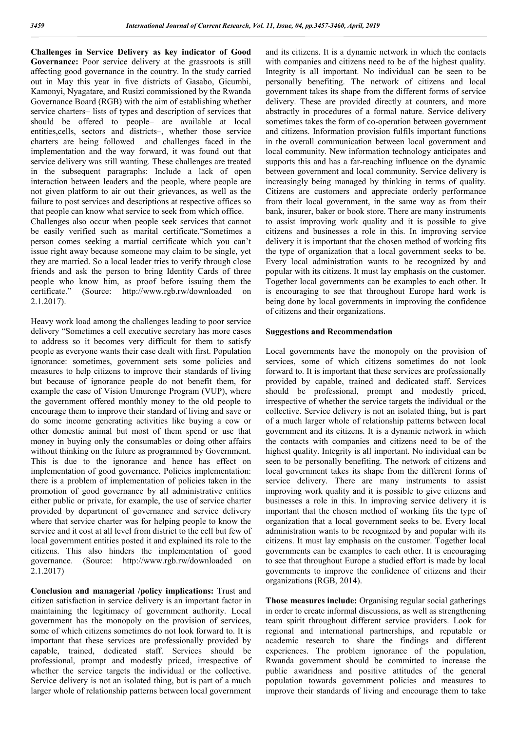**Challenges in Service Delivery as key indicator of Good Governance:** Poor service delivery at the grassroots is still affecting good governance in the country. In the study carried out in May this year in five districts of Gasabo, Gicumbi, Kamonyi, Nyagatare, and Rusizi commissioned by the Rwanda Governance Board (RGB) with the aim of establishing whether service charters– lists of types and description of services that should be offered to people– are available at local entities,cells, sectors and districts–, whether those service charters are being followed and challenges faced in the implementation and the way forward, it was found out that service delivery was still wanting. These challenges are treated in the subsequent paragraphs: Include a lack of open interaction between leaders and the people, where people are not given platform to air out their grievances, as well as the failure to post services and descriptions at respective offices so that people can know what service to seek from which office.

Challenges also occur when people seek services that cannot be easily verified such as marital certificate."Sometimes a person comes seeking a martial certificate which you can't issue right away because someone may claim to be single, yet they are married. So a local leader tries to verify through close friends and ask the person to bring Identity Cards of three people who know him, as proof before issuing them the certificate." (Source: http://www.rgb.rw/downloaded on 2.1.2017).

Heavy work load among the challenges leading to poor service delivery "Sometimes a cell executive secretary has more cases to address so it becomes very difficult for them to satisfy people as everyone wants their case dealt with first. Population ignorance: sometimes, government sets some policies and measures to help citizens to improve their standards of living but because of ignorance people do not benefit them, for example the case of Vision Umurenge Program (VUP), where the government offered monthly money to the old people to encourage them to improve their standard of living and save or do some income generating activities like buying a cow or other domestic animal but most of them spend or use that money in buying only the consumables or doing other affairs without thinking on the future as programmed by Government. This is due to the ignorance and hence has effect on implementation of good governance. Policies implementation: there is a problem of implementation of policies taken in the promotion of good governance by all administrative entities either public or private, for example, the use of service charter provided by department of governance and service delivery where that service charter was for helping people to know the service and it cost at all level from district to the cell but few of local government entities posted it and explained its role to the citizens. This also hinders the implementation of good governance. (Source: http://www.rgb.rw/downloaded on 2.1.2017)

**Conclusion and managerial /policy implications:** Trust and citizen satisfaction in service delivery is an important factor in maintaining the legitimacy of government authority. Local government has the monopoly on the provision of services, some of which citizens sometimes do not look forward to. It is important that these services are professionally provided by capable, trained, dedicated staff. Services should be professional, prompt and modestly priced, irrespective of whether the service targets the individual or the collective. Service delivery is not an isolated thing, but is part of a much larger whole of relationship patterns between local government and its citizens. It is a dynamic network in which the contacts with companies and citizens need to be of the highest quality. Integrity is all important. No individual can be seen to be personally benefiting. The network of citizens and local government takes its shape from the different forms of service delivery. These are provided directly at counters, and more abstractly in procedures of a formal nature. Service delivery sometimes takes the form of co-operation between government and citizens. Information provision fulfils important functions in the overall communication between local government and local community. New information technology anticipates and supports this and has a far-reaching influence on the dynamic between government and local community. Service delivery is increasingly being managed by thinking in terms of quality. Citizens are customers and appreciate orderly performance from their local government, in the same way as from their bank, insurer, baker or book store. There are many instruments to assist improving work quality and it is possible to give citizens and businesses a role in this. In improving service delivery it is important that the chosen method of working fits the type of organization that a local government seeks to be. Every local administration wants to be recognized by and popular with its citizens. It must lay emphasis on the customer. Together local governments can be examples to each other. It is encouraging to see that throughout Europe hard work is being done by local governments in improving the confidence of citizens and their organizations.

## Suggestions and Recommendation

Local governments have the monopoly on the provision of services, some of which citizens sometimes do not look forward to. It is important that these services are professionally provided by capable, trained and dedicated staff. Services should be professional, prompt and modestly priced, irrespective of whether the service targets the individual or the collective. Service delivery is not an isolated thing, but is part of a much larger whole of relationship patterns between local government and its citizens. It is a dynamic network in which the contacts with companies and citizens need to be of the highest quality. Integrity is all important. No individual can be seen to be personally benefiting. The network of citizens and local government takes its shape from the different forms of service delivery. There are many instruments to assist improving work quality and it is possible to give citizens and businesses a role in this. In improving service delivery it is important that the chosen method of working fits the type of organization that a local government seeks to be. Every local administration wants to be recognized by and popular with its citizens. It must lay emphasis on the customer. Together local governments can be examples to each other. It is encouraging to see that throughout Europe a studied effort is made by local governments to improve the confidence of citizens and their organizations (RGB, 2014).

**Those measures include:** Organising regular social gatherings in order to create informal discussions, as well as strengthening team spirit throughout different service providers. Look for regional and international partnerships, and reputable or academic research to share the findings and different experiences. The problem ignorance of the population, Rwanda government should be committed to increase the public awaridness and positive attitudes of the general population towards government policies and measures to improve their standards of living and encourage them to take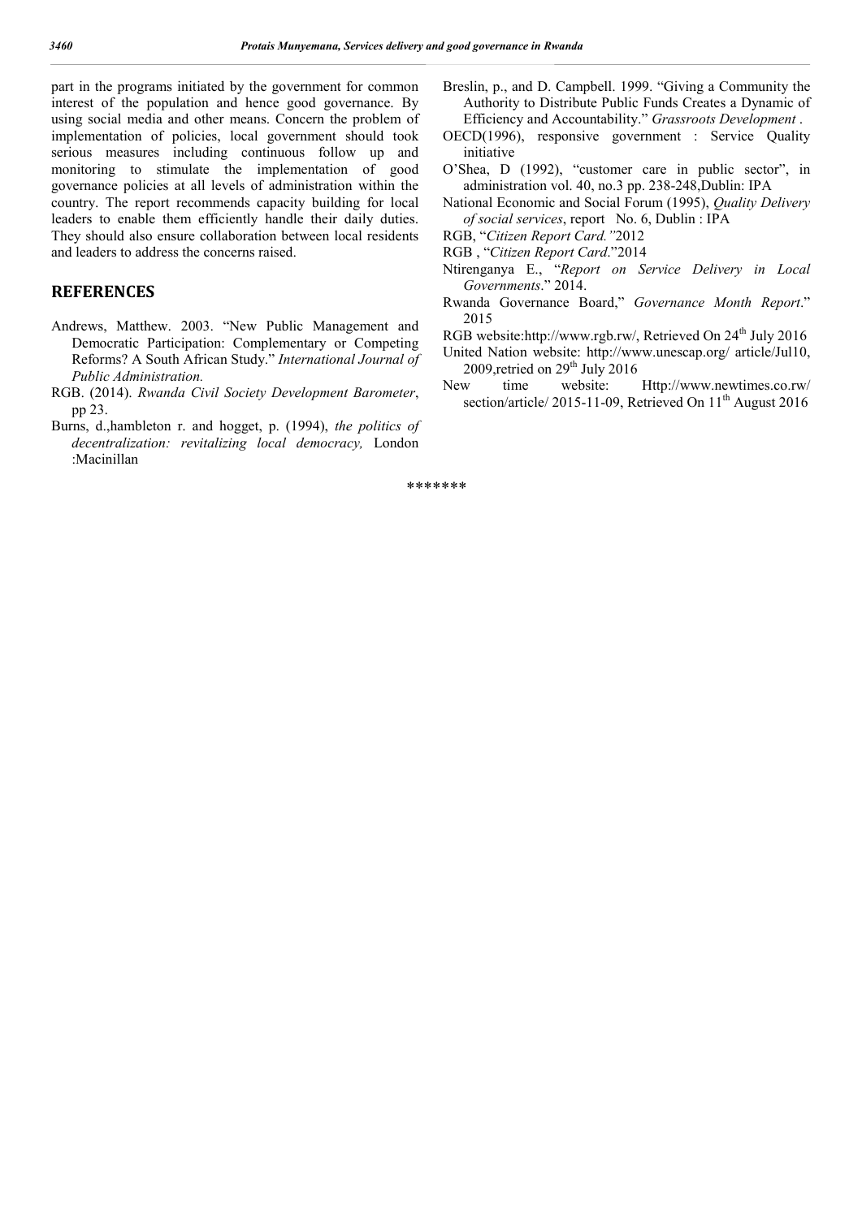part in the programs initiated by the government for common interest of the population and hence good governance. By using social media and other means. Concern the problem of implementation of policies, local government should took serious measures including continuous follow up and monitoring to stimulate the implementation of good governance policies at all levels of administration within the country. The report recommends capacity building for local leaders to enable them efficiently handle their daily duties. They should also ensure collaboration between local residents and leaders to address the concerns raised.

## REFERENCES

Andrews, Matthew. 2003. "New Public Management and Democratic Participation: Complementary or Competing Reforms? A South African Study." *International Journal of Public Administration.*

RGB. (2014). *Rwanda Civil Society Development Barometer*, pp 23.

Burns, d.,hambleton r. and hogget, p. (1994), *the politics of decentralization: revitalizing local democracy,* London :Macinillan

Breslin, p., and D. Campbell. 1999. "Giving a Community the Authority to Distribute Public Funds Creates a Dynamic of Efficiency and Accountability." *Grassroots Development* .

OECD(1996), responsive government : Service Quality initiative

O'Shea, D (1992), "customer care in public sector", in administration vol. 40, no.3 pp. 238-248,Dublin: IPA

National Economic and Social Forum (1995), *Quality Delivery of social services*, report No. 6, Dublin : IPA

RGB, "*Citizen Report Card."*2012

RGB , "*Citizen Report Card*."2014

Ntirenganya E., "*Report on Service Delivery in Local Governments*." 2014.

Rwanda Governance Board," *Governance Month Report*." 2015

RGB website:http://www.rgb.rw/, Retrieved On 24th July 2016

United Nation website: http://www.unescap.org/ article/Jul10, 2009,retried on 29th July 2016

New time website: Http://www.newtimes.co.rw/ section/article/ 2015-11-09, Retrieved On 11th August 2016

\*\*\*\*\*\*\*